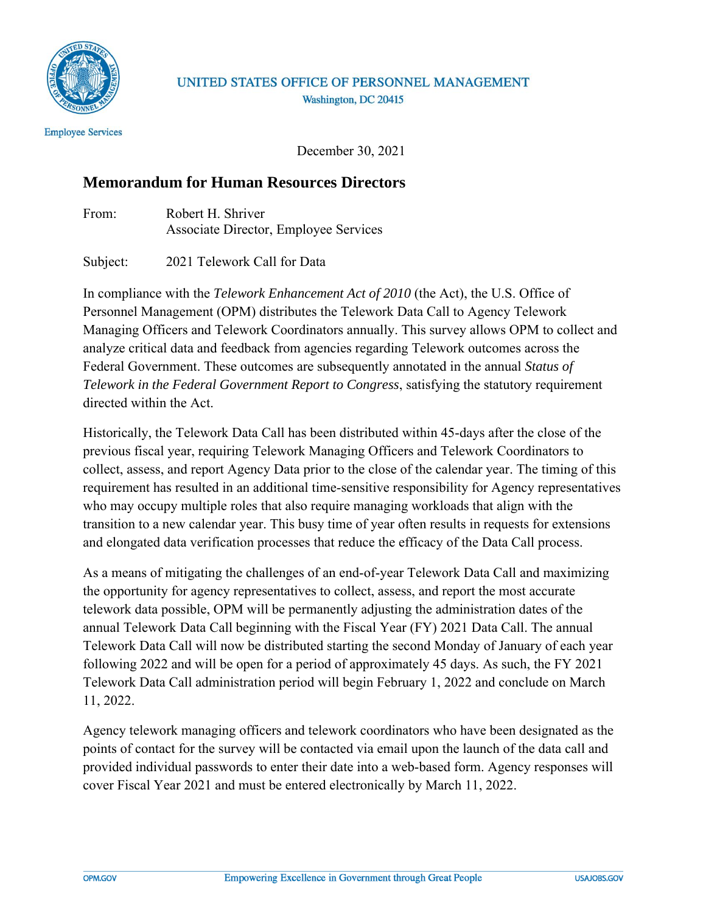UNITED STATES OFFICE OF PERSONNEL MANAGEMENT
Washington, DC 20415

Employee Services

December 30, 2021

## Memorandum for Human Resources Directors

From: Robert H. Shriver
Associate Director, Employee Services

Subject: 2021 Telework Call for Data

In compliance with the *Telework Enhancement Act of 2010* (the Act), the U.S. Office of Personnel Management (OPM) distributes the Telework Data Call to Agency Telework Managing Officers and Telework Coordinators annually. This survey allows OPM to collect and analyze critical data and feedback from agencies regarding Telework outcomes across the Federal Government. These outcomes are subsequently annotated in the annual *Status of Telework in the Federal Government Report to Congress*, satisfying the statutory requirement directed within the Act.

Historically, the Telework Data Call has been distributed within 45-days after the close of the previous fiscal year, requiring Telework Managing Officers and Telework Coordinators to collect, assess, and report Agency Data prior to the close of the calendar year. The timing of this requirement has resulted in an additional time-sensitive responsibility for Agency representatives who may occupy multiple roles that also require managing workloads that align with the transition to a new calendar year. This busy time of year often results in requests for extensions and elongated data verification processes that reduce the efficacy of the Data Call process.

As a means of mitigating the challenges of an end-of-year Telework Data Call and maximizing the opportunity for agency representatives to collect, assess, and report the most accurate telework data possible, OPM will be permanently adjusting the administration dates of the annual Telework Data Call beginning with the Fiscal Year (FY) 2021 Data Call. The annual Telework Data Call will now be distributed starting the second Monday of January of each year following 2022 and will be open for a period of approximately 45 days. As such, the FY 2021 Telework Data Call administration period will begin February 1, 2022 and conclude on March 11, 2022.

Agency telework managing officers and telework coordinators who have been designated as the points of contact for the survey will be contacted via email upon the launch of the data call and provided individual passwords to enter their date into a web-based form. Agency responses will cover Fiscal Year 2021 and must be entered electronically by March 11, 2022.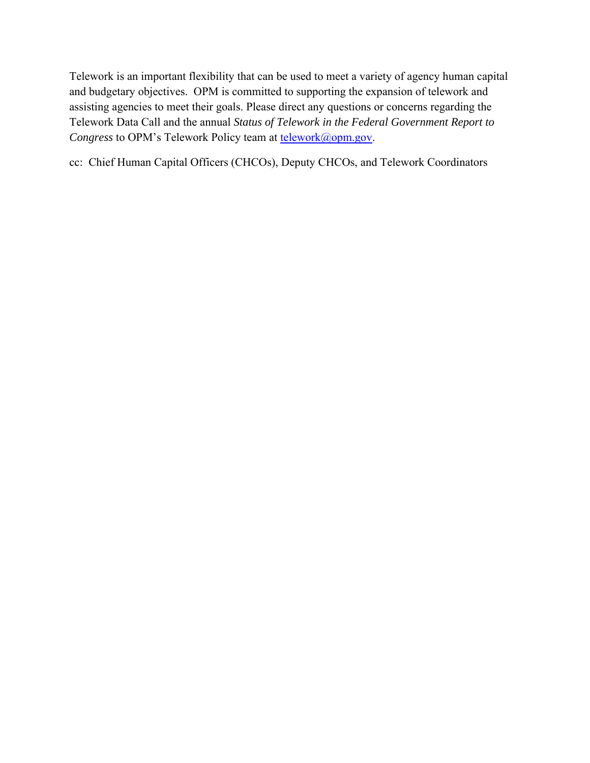Telework is an important flexibility that can be used to meet a variety of agency human capital and budgetary objectives. OPM is committed to supporting the expansion of telework and assisting agencies to meet their goals. Please direct any questions or concerns regarding the Telework Data Call and the annual *Status of Telework in the Federal Government Report to Congress* to OPM's Telework Policy team at telework@opm.gov.

cc: Chief Human Capital Officers (CHCOs), Deputy CHCOs, and Telework Coordinators